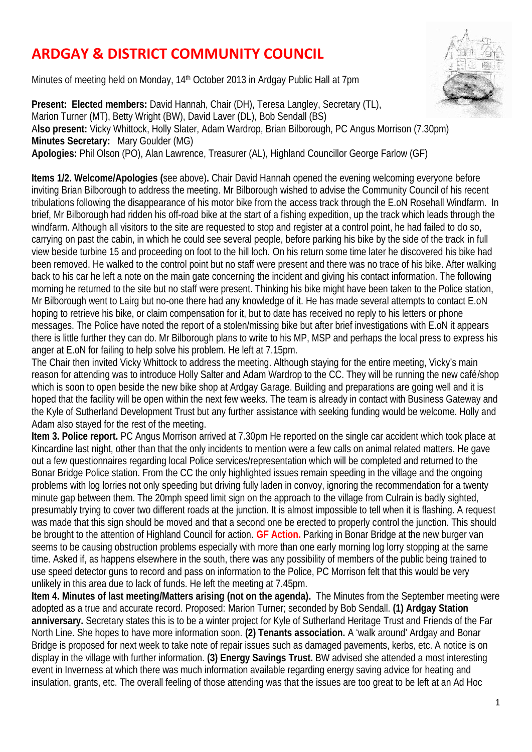# ARDGAY & DISTRICT COMMUNITY COUNCIL

Minutes of meeting held on Monday, 14th October 2013 in Ardgay Public Hall at 7pm

**Present: Elected members:** David Hannah, Chair (DH), Teresa Langley, Secretary (TL), Marion Turner (MT), Betty Wright (BW), David Laver (DL), Bob Sendall (BS)
A**lso present:** Vicky Whittock, Holly Slater, Adam Wardrop, Brian Bilborough, PC Angus Morrison (7.30pm)
**Minutes Secretary:** Mary Goulder (MG)
**Apologies:** Phil Olson (PO), Alan Lawrence, Treasurer (AL), Highland Councillor George Farlow (GF)

**Items 1/2. Welcome/Apologies (**see above)**.** Chair David Hannah opened the evening welcoming everyone before inviting Brian Bilborough to address the meeting. Mr Bilborough wished to advise the Community Council of his recent tribulations following the disappearance of his motor bike from the access track through the E.oN Rosehall Windfarm. In brief, Mr Bilborough had ridden his off-road bike at the start of a fishing expedition, up the track which leads through the windfarm. Although all visitors to the site are requested to stop and register at a control point, he had failed to do so, carrying on past the cabin, in which he could see several people, before parking his bike by the side of the track in full view beside turbine 15 and proceeding on foot to the hill loch. On his return some time later he discovered his bike had been removed. He walked to the control point but no staff were present and there was no trace of his bike. After walking back to his car he left a note on the main gate concerning the incident and giving his contact information. The following morning he returned to the site but no staff were present. Thinking his bike might have been taken to the Police station, Mr Bilborough went to Lairg but no-one there had any knowledge of it. He has made several attempts to contact E.oN hoping to retrieve his bike, or claim compensation for it, but to date has received no reply to his letters or phone messages. The Police have noted the report of a stolen/missing bike but after brief investigations with E.oN it appears there is little further they can do. Mr Bilborough plans to write to his MP, MSP and perhaps the local press to express his anger at E.oN for failing to help solve his problem. He left at 7.15pm.
The Chair then invited Vicky Whittock to address the meeting. Although staying for the entire meeting, Vicky's main reason for attending was to introduce Holly Salter and Adam Wardrop to the CC. They will be running the new café/shop which is soon to open beside the new bike shop at Ardgay Garage. Building and preparations are going well and it is hoped that the facility will be open within the next few weeks. The team is already in contact with Business Gateway and the Kyle of Sutherland Development Trust but any further assistance with seeking funding would be welcome. Holly and Adam also stayed for the rest of the meeting.
**Item 3. Police report.** PC Angus Morrison arrived at 7.30pm He reported on the single car accident which took place at Kincardine last night, other than that the only incidents to mention were a few calls on animal related matters. He gave out a few questionnaires regarding local Police services/representation which will be completed and returned to the Bonar Bridge Police station. From the CC the only highlighted issues remain speeding in the village and the ongoing problems with log lorries not only speeding but driving fully laden in convoy, ignoring the recommendation for a twenty minute gap between them. The 20mph speed limit sign on the approach to the village from Culrain is badly sighted, presumably trying to cover two different roads at the junction. It is almost impossible to tell when it is flashing. A request was made that this sign should be moved and that a second one be erected to properly control the junction. This should be brought to the attention of Highland Council for action. **GF Action.** Parking in Bonar Bridge at the new burger van seems to be causing obstruction problems especially with more than one early morning log lorry stopping at the same time. Asked if, as happens elsewhere in the south, there was any possibility of members of the public being trained to use speed detector guns to record and pass on information to the Police, PC Morrison felt that this would be very unlikely in this area due to lack of funds. He left the meeting at 7.45pm.
**Item 4. Minutes of last meeting/Matters arising (not on the agenda).** The Minutes from the September meeting were adopted as a true and accurate record. Proposed: Marion Turner; seconded by Bob Sendall. **(1) Ardgay Station anniversary.** Secretary states this is to be a winter project for Kyle of Sutherland Heritage Trust and Friends of the Far North Line. She hopes to have more information soon. **(2) Tenants association.** A 'walk around' Ardgay and Bonar Bridge is proposed for next week to take note of repair issues such as damaged pavements, kerbs, etc. A notice is on display in the village with further information. **(3) Energy Savings Trust.** BW advised she attended a most interesting event in Inverness at which there was much information available regarding energy saving advice for heating and insulation, grants, etc. The overall feeling of those attending was that the issues are too great to be left at an Ad Hoc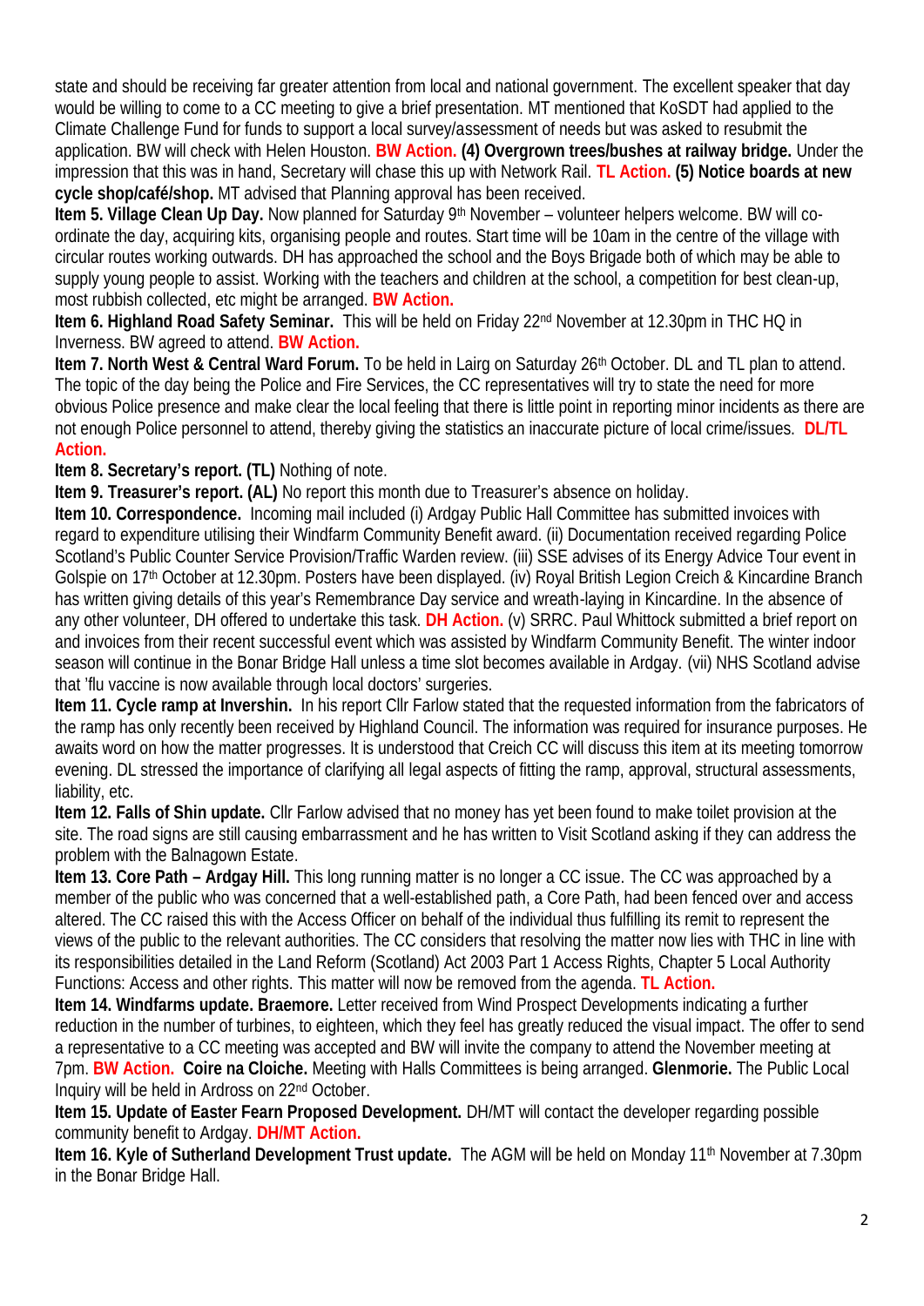state and should be receiving far greater attention from local and national government. The excellent speaker that day would be willing to come to a CC meeting to give a brief presentation. MT mentioned that KoSDT had applied to the Climate Challenge Fund for funds to support a local survey/assessment of needs but was asked to resubmit the application. BW will check with Helen Houston. **BW Action.** **(4) Overgrown trees/bushes at railway bridge.** Under the impression that this was in hand, Secretary will chase this up with Network Rail. **TL Action.** **(5) Notice boards at new cycle shop/café/shop.** MT advised that Planning approval has been received.

**Item 5. Village Clean Up Day.** Now planned for Saturday 9th November – volunteer helpers welcome. BW will co-ordinate the day, acquiring kits, organising people and routes. Start time will be 10am in the centre of the village with circular routes working outwards. DH has approached the school and the Boys Brigade both of which may be able to supply young people to assist. Working with the teachers and children at the school, a competition for best clean-up, most rubbish collected, etc might be arranged. **BW Action.**

**Item 6. Highland Road Safety Seminar.** This will be held on Friday 22nd November at 12.30pm in THC HQ in Inverness. BW agreed to attend. **BW Action.**

**Item 7. North West & Central Ward Forum.** To be held in Lairg on Saturday 26th October. DL and TL plan to attend. The topic of the day being the Police and Fire Services, the CC representatives will try to state the need for more obvious Police presence and make clear the local feeling that there is little point in reporting minor incidents as there are not enough Police personnel to attend, thereby giving the statistics an inaccurate picture of local crime/issues. **DL/TL Action.**

**Item 8. Secretary's report. (TL)** Nothing of note.

**Item 9. Treasurer's report. (AL)** No report this month due to Treasurer's absence on holiday.

**Item 10. Correspondence.** Incoming mail included (i) Ardgay Public Hall Committee has submitted invoices with regard to expenditure utilising their Windfarm Community Benefit award. (ii) Documentation received regarding Police Scotland's Public Counter Service Provision/Traffic Warden review. (iii) SSE advises of its Energy Advice Tour event in Golspie on 17th October at 12.30pm. Posters have been displayed. (iv) Royal British Legion Creich & Kincardine Branch has written giving details of this year's Remembrance Day service and wreath-laying in Kincardine. In the absence of any other volunteer, DH offered to undertake this task. **DH Action.** (v) SRRC. Paul Whittock submitted a brief report on and invoices from their recent successful event which was assisted by Windfarm Community Benefit. The winter indoor season will continue in the Bonar Bridge Hall unless a time slot becomes available in Ardgay. (vii) NHS Scotland advise that 'flu vaccine is now available through local doctors' surgeries.

**Item 11. Cycle ramp at Invershin.** In his report Cllr Farlow stated that the requested information from the fabricators of the ramp has only recently been received by Highland Council. The information was required for insurance purposes. He awaits word on how the matter progresses. It is understood that Creich CC will discuss this item at its meeting tomorrow evening. DL stressed the importance of clarifying all legal aspects of fitting the ramp, approval, structural assessments, liability, etc.

**Item 12. Falls of Shin update.** Cllr Farlow advised that no money has yet been found to make toilet provision at the site. The road signs are still causing embarrassment and he has written to Visit Scotland asking if they can address the problem with the Balnagown Estate.

**Item 13. Core Path – Ardgay Hill.** This long running matter is no longer a CC issue. The CC was approached by a member of the public who was concerned that a well-established path, a Core Path, had been fenced over and access altered. The CC raised this with the Access Officer on behalf of the individual thus fulfilling its remit to represent the views of the public to the relevant authorities. The CC considers that resolving the matter now lies with THC in line with its responsibilities detailed in the Land Reform (Scotland) Act 2003 Part 1 Access Rights, Chapter 5 Local Authority Functions: Access and other rights. This matter will now be removed from the agenda. **TL Action.**

**Item 14. Windfarms update. Braemore.** Letter received from Wind Prospect Developments indicating a further reduction in the number of turbines, to eighteen, which they feel has greatly reduced the visual impact. The offer to send a representative to a CC meeting was accepted and BW will invite the company to attend the November meeting at 7pm. **BW Action.** **Coire na Cloiche.** Meeting with Halls Committees is being arranged. **Glenmorie.** The Public Local Inquiry will be held in Ardross on 22nd October.

**Item 15. Update of Easter Fearn Proposed Development.** DH/MT will contact the developer regarding possible community benefit to Ardgay. **DH/MT Action.**

**Item 16. Kyle of Sutherland Development Trust update.** The AGM will be held on Monday 11th November at 7.30pm in the Bonar Bridge Hall.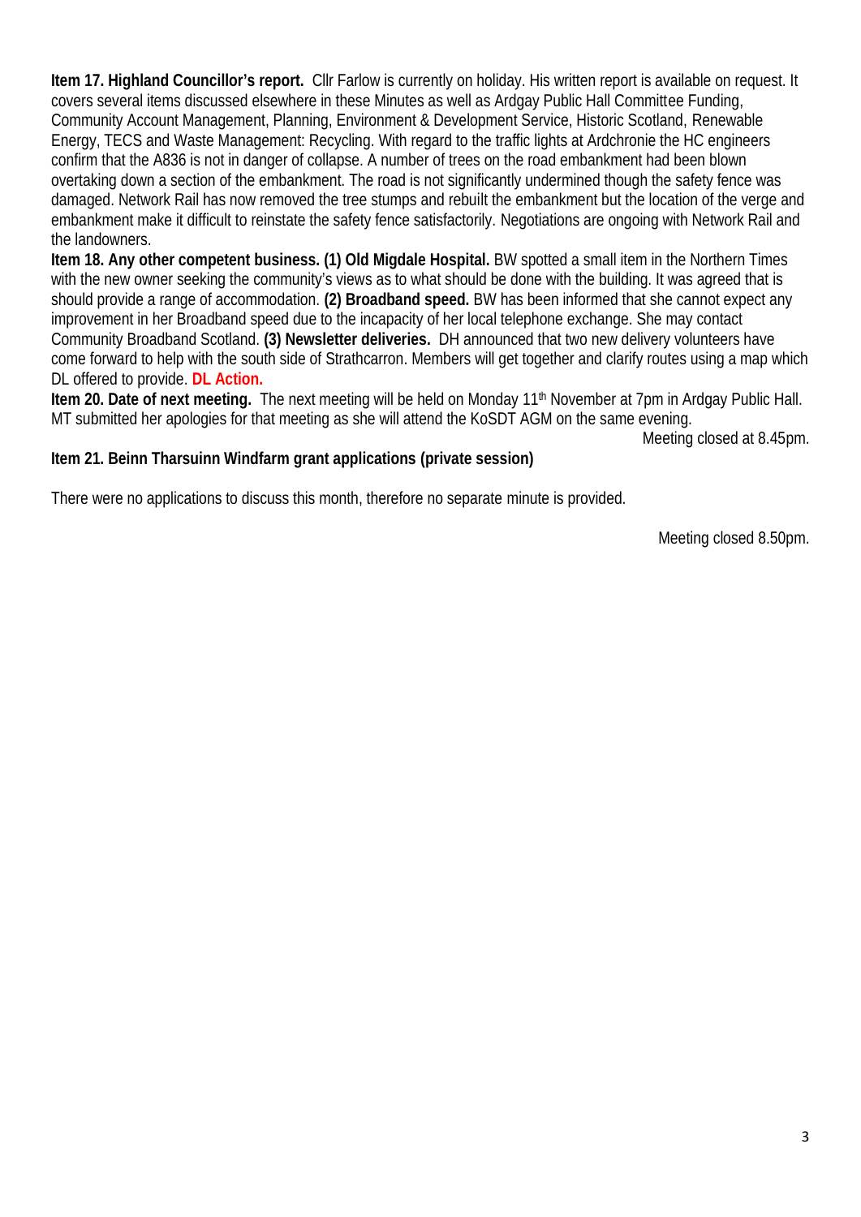**Item 17. Highland Councillor's report.** Cllr Farlow is currently on holiday. His written report is available on request. It covers several items discussed elsewhere in these Minutes as well as Ardgay Public Hall Committee Funding, Community Account Management, Planning, Environment & Development Service, Historic Scotland, Renewable Energy, TECS and Waste Management: Recycling. With regard to the traffic lights at Ardchronie the HC engineers confirm that the A836 is not in danger of collapse. A number of trees on the road embankment had been blown overtaking down a section of the embankment. The road is not significantly undermined though the safety fence was damaged. Network Rail has now removed the tree stumps and rebuilt the embankment but the location of the verge and embankment make it difficult to reinstate the safety fence satisfactorily. Negotiations are ongoing with Network Rail and the landowners.

**Item 18. Any other competent business. (1) Old Migdale Hospital.** BW spotted a small item in the Northern Times with the new owner seeking the community's views as to what should be done with the building. It was agreed that is should provide a range of accommodation. **(2) Broadband speed.** BW has been informed that she cannot expect any improvement in her Broadband speed due to the incapacity of her local telephone exchange. She may contact Community Broadband Scotland. **(3) Newsletter deliveries.** DH announced that two new delivery volunteers have come forward to help with the south side of Strathcarron. Members will get together and clarify routes using a map which DL offered to provide. **DL Action.**

**Item 20. Date of next meeting.** The next meeting will be held on Monday 11th November at 7pm in Ardgay Public Hall. MT submitted her apologies for that meeting as she will attend the KoSDT AGM on the same evening.

Meeting closed at 8.45pm.

**Item 21. Beinn Tharsuinn Windfarm grant applications (private session)**

There were no applications to discuss this month, therefore no separate minute is provided.

Meeting closed 8.50pm.